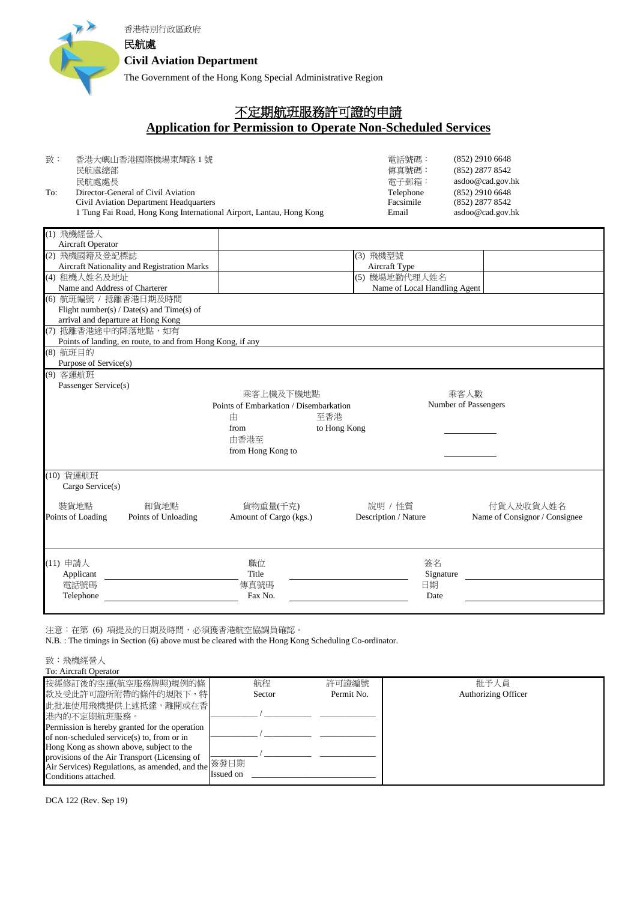香港特別行政區政府

**民航處**

**Civil Aviation Department**

The Government of the Hong Kong Special Administrative Region

# 不定期航班服務許可證的申請
# Application for Permission to Operate Non-Scheduled Services

致： 香港大嶼山香港國際機場東輝路 1 號
民航處總部
民航處處長

To: Director-General of Civil Aviation
Civil Aviation Department Headquarters
1 Tung Fai Road, Hong Kong International Airport, Lantau, Hong Kong

電話號碼： (852) 2910 6648
傳真號碼： (852) 2877 8542
電子郵箱： asdoo@cad.gov.hk
Telephone (852) 2910 6648
Facsimile (852) 2877 8542
Email asdoo@cad.gov.hk

| | | | |
|---|---|---|---|
| (1) 飛機經營人<br>Aircraft Operator | | | |
| (2) 飛機國籍及登記標誌<br>Aircraft Nationality and Registration Marks | | (3) 飛機型號<br>Aircraft Type | |
| (4) 租機人姓名及地址<br>Name and Address of Charterer | | (5) 機場地勤代理人姓名<br>Name of Local Handling Agent | |

(6) 航班編號 / 抵離香港日期及時間
Flight number(s) / Date(s) and Time(s) of arrival and departure at Hong Kong

(7) 抵離香港途中的降落地點，如有
Points of landing, en route, to and from Hong Kong, if any

(8) 航班目的
Purpose of Service(s)

(9) 客運航班
Passenger Service(s)

| 乘客上機及下機地點<br>Points of Embarkation / Disembarkation | | 乘客人數<br>Number of Passengers |
|---|---|---|
| 由<br>from | 至香港<br>to Hong Kong | ________ |
| 由香港至<br>from Hong Kong to | | ________ |

(10) 貨運航班
Cargo Service(s)

| 裝貨地點<br>Points of Loading | 卸貨地點<br>Points of Unloading | 貨物重量(千克)<br>Amount of Cargo (kgs.) | 說明 / 性質<br>Description / Nature | 付貨人及收貨人姓名<br>Name of Consignor / Consignee |
|---|---|---|---|---|
| | | | | |

(11) 申請人
Applicant ____________ 職位 Title ____________ 簽名 Signature ____________

電話號碼
Telephone ____________ 傳真號碼 Fax No. ____________ 日期 Date ____________

注意：在第 (6) 項提及的日期及時間，必須獲香港航空協調員確認。

N.B. : The timings in Section (6) above must be cleared with the Hong Kong Scheduling Co-ordinator.

致：飛機經營人
To: Aircraft Operator

| | 航程<br>Sector | 許可證編號<br>Permit No. | 批予人員<br>Authorizing Officer |
|---|---|---|---|
| 按經修訂後的空運(航空服務牌照)規例的條款及受此許可證所附帶的條件的規限下，特此批准使用飛機提供上述抵達，離開或在香港內的不定期航班服務。<br>Permission is hereby granted for the operation of non-scheduled service(s) to, from or in Hong Kong as shown above, subject to the provisions of the Air Transport (Licensing of Air Services) Regulations, as amended, and the Conditions attached. | ________ / ________<br>________ / ________<br>________ / ________<br>簽發日期<br>Issued on ____________ | ________<br>________<br>________ | |

DCA 122 (Rev. Sep 19)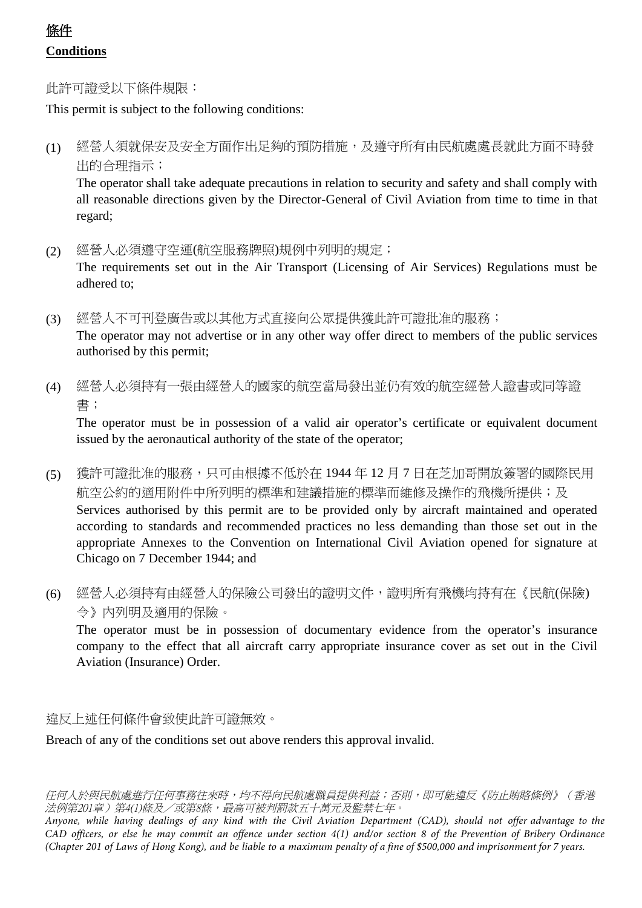## 條件

## **Conditions**

此許可證受以下條件規限：

This permit is subject to the following conditions:

(1) 經營人須就保安及安全方面作出足夠的預防措施，及遵守所有由民航處處長就此方面不時發出的合理指示；
The operator shall take adequate precautions in relation to security and safety and shall comply with all reasonable directions given by the Director-General of Civil Aviation from time to time in that regard;

(2) 經營人必須遵守空運(航空服務牌照)規例中列明的規定；
The requirements set out in the Air Transport (Licensing of Air Services) Regulations must be adhered to;

(3) 經營人不可刊登廣告或以其他方式直接向公眾提供獲此許可證批准的服務；
The operator may not advertise or in any other way offer direct to members of the public services authorised by this permit;

(4) 經營人必須持有一張由經營人的國家的航空當局發出並仍有效的航空經營人證書或同等證書；
The operator must be in possession of a valid air operator's certificate or equivalent document issued by the aeronautical authority of the state of the operator;

(5) 獲許可證批准的服務，只可由根據不低於在 1944 年 12 月 7 日在芝加哥開放簽署的國際民用航空公約的適用附件中所列明的標準和建議措施的標準而維修及操作的飛機所提供；及
Services authorised by this permit are to be provided only by aircraft maintained and operated according to standards and recommended practices no less demanding than those set out in the appropriate Annexes to the Convention on International Civil Aviation opened for signature at Chicago on 7 December 1944; and

(6) 經營人必須持有由經營人的保險公司發出的證明文件，證明所有飛機均持有在《民航(保險)令》內列明及適用的保險。
The operator must be in possession of documentary evidence from the operator's insurance company to the effect that all aircraft carry appropriate insurance cover as set out in the Civil Aviation (Insurance) Order.

違反上述任何條件會致使此許可證無效。

Breach of any of the conditions set out above renders this approval invalid.

*任何人於與民航處進行任何事務往來時，均不得向民航處職員提供利益；否則，即可能違反《防止賄賂條例》（香港法例第201章）第4(1)條及／或第8條，最高可被判罰款五十萬元及監禁七年。*

*Anyone, while having dealings of any kind with the Civil Aviation Department (CAD), should not offer advantage to the CAD officers, or else he may commit an offence under section 4(1) and/or section 8 of the Prevention of Bribery Ordinance (Chapter 201 of Laws of Hong Kong), and be liable to a maximum penalty of a fine of $500,000 and imprisonment for 7 years.*